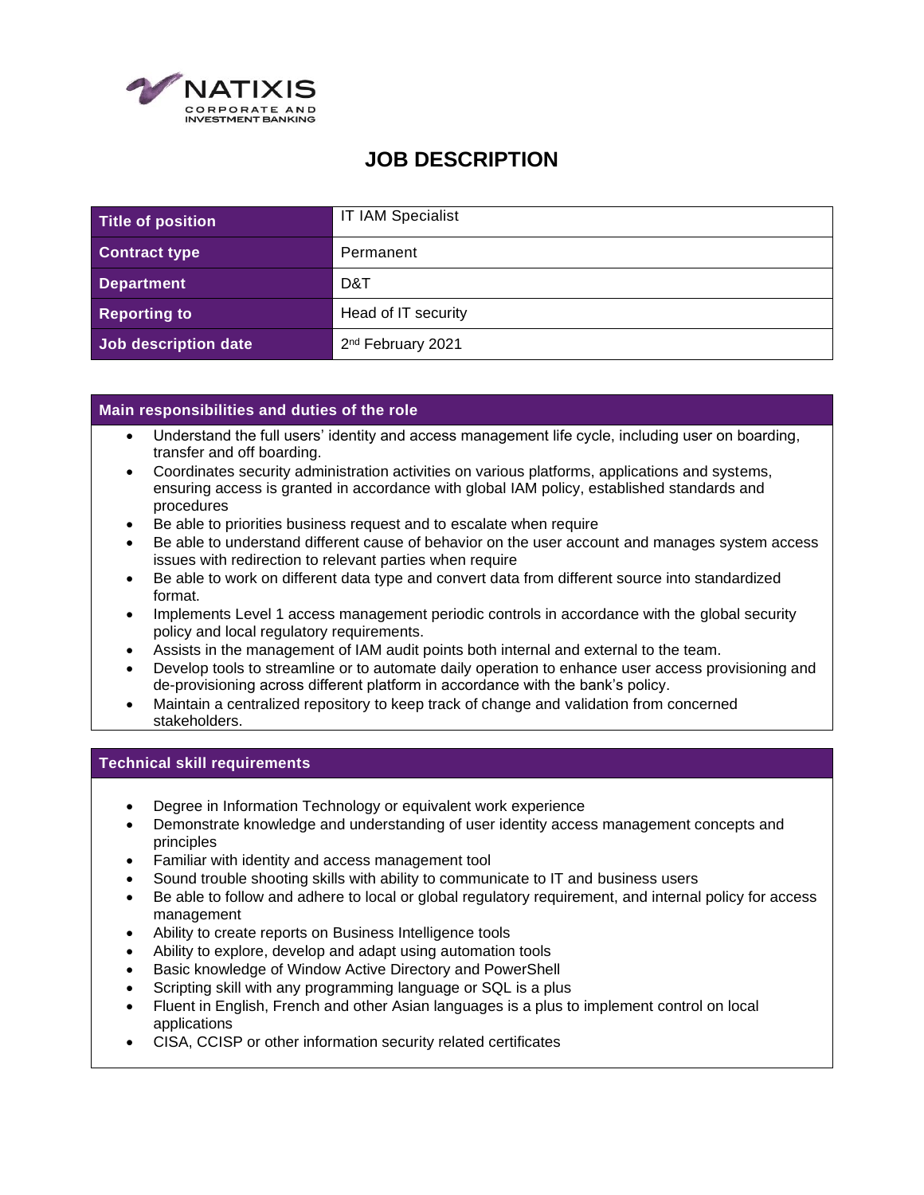# JOB DESCRIPTION

| Title of position | IT IAM Specialist |
| --- | --- |
| Contract type | Permanent |
| Department | D&T |
| Reporting to | Head of IT security |
| Job description date | 2nd February 2021 |

## Main responsibilities and duties of the role

- Understand the full users' identity and access management life cycle, including user on boarding, transfer and off boarding.
- Coordinates security administration activities on various platforms, applications and systems, ensuring access is granted in accordance with global IAM policy, established standards and procedures
- Be able to priorities business request and to escalate when require
- Be able to understand different cause of behavior on the user account and manages system access issues with redirection to relevant parties when require
- Be able to work on different data type and convert data from different source into standardized format.
- Implements Level 1 access management periodic controls in accordance with the global security policy and local regulatory requirements.
- Assists in the management of IAM audit points both internal and external to the team.
- Develop tools to streamline or to automate daily operation to enhance user access provisioning and de-provisioning across different platform in accordance with the bank's policy.
- Maintain a centralized repository to keep track of change and validation from concerned stakeholders.

## Technical skill requirements

- Degree in Information Technology or equivalent work experience
- Demonstrate knowledge and understanding of user identity access management concepts and principles
- Familiar with identity and access management tool
- Sound trouble shooting skills with ability to communicate to IT and business users
- Be able to follow and adhere to local or global regulatory requirement, and internal policy for access management
- Ability to create reports on Business Intelligence tools
- Ability to explore, develop and adapt using automation tools
- Basic knowledge of Window Active Directory and PowerShell
- Scripting skill with any programming language or SQL is a plus
- Fluent in English, French and other Asian languages is a plus to implement control on local applications
- CISA, CCISP or other information security related certificates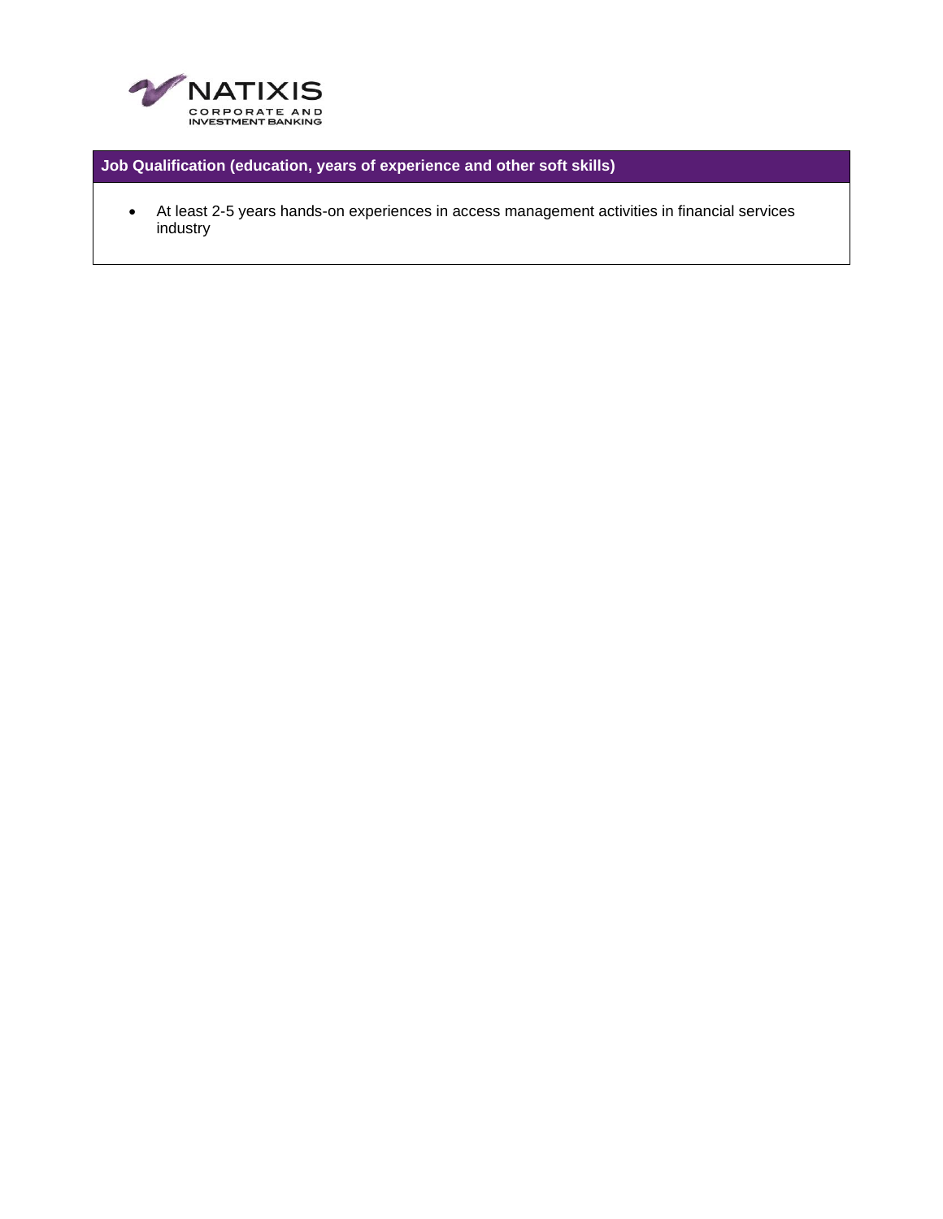## Job Qualification (education, years of experience and other soft skills)

- At least 2-5 years hands-on experiences in access management activities in financial services industry